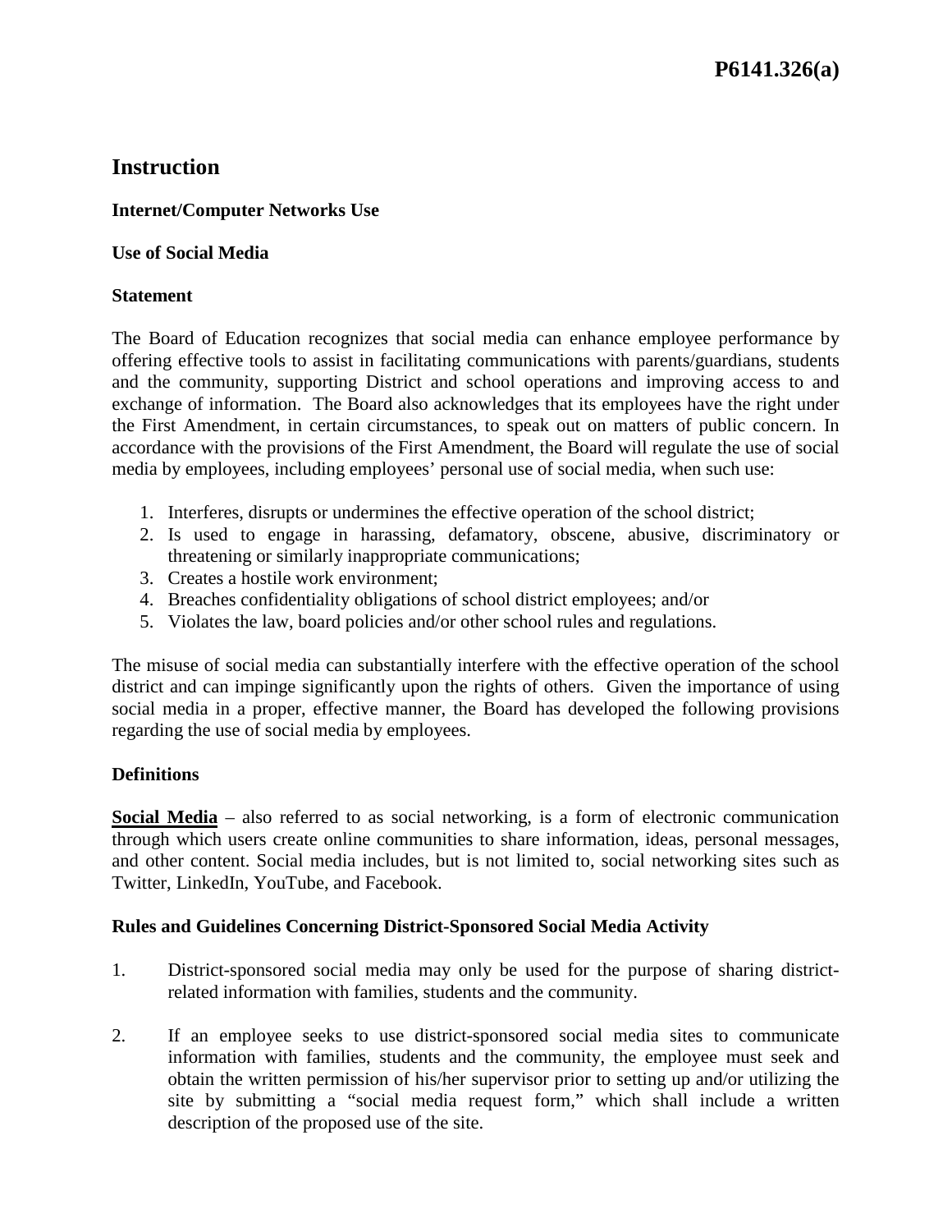# P6141.326(a)

## Instruction

### Internet/Computer Networks Use

### Use of Social Media

### Statement

The Board of Education recognizes that social media can enhance employee performance by offering effective tools to assist in facilitating communications with parents/guardians, students and the community, supporting District and school operations and improving access to and exchange of information. The Board also acknowledges that its employees have the right under the First Amendment, in certain circumstances, to speak out on matters of public concern. In accordance with the provisions of the First Amendment, the Board will regulate the use of social media by employees, including employees' personal use of social media, when such use:

1. Interferes, disrupts or undermines the effective operation of the school district;
2. Is used to engage in harassing, defamatory, obscene, abusive, discriminatory or threatening or similarly inappropriate communications;
3. Creates a hostile work environment;
4. Breaches confidentiality obligations of school district employees; and/or
5. Violates the law, board policies and/or other school rules and regulations.

The misuse of social media can substantially interfere with the effective operation of the school district and can impinge significantly upon the rights of others. Given the importance of using social media in a proper, effective manner, the Board has developed the following provisions regarding the use of social media by employees.

### Definitions

**Social Media** – also referred to as social networking, is a form of electronic communication through which users create online communities to share information, ideas, personal messages, and other content. Social media includes, but is not limited to, social networking sites such as Twitter, LinkedIn, YouTube, and Facebook.

### Rules and Guidelines Concerning District-Sponsored Social Media Activity

1. District-sponsored social media may only be used for the purpose of sharing district-related information with families, students and the community.

2. If an employee seeks to use district-sponsored social media sites to communicate information with families, students and the community, the employee must seek and obtain the written permission of his/her supervisor prior to setting up and/or utilizing the site by submitting a "social media request form," which shall include a written description of the proposed use of the site.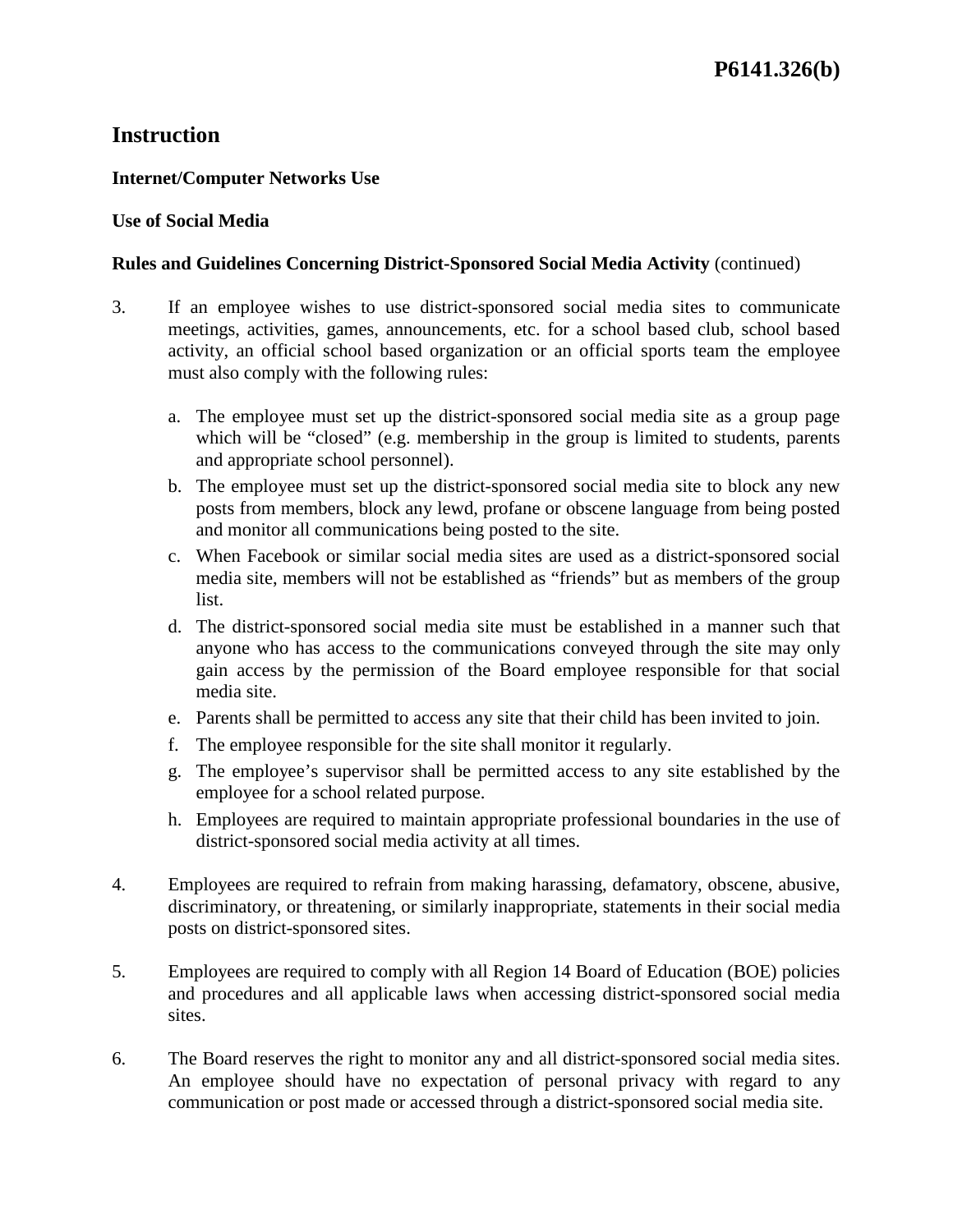## Instruction

**Internet/Computer Networks Use**

**Use of Social Media**

**Rules and Guidelines Concerning District-Sponsored Social Media Activity** (continued)

3. If an employee wishes to use district-sponsored social media sites to communicate meetings, activities, games, announcements, etc. for a school based club, school based activity, an official school based organization or an official sports team the employee must also comply with the following rules:

   a. The employee must set up the district-sponsored social media site as a group page which will be "closed" (e.g. membership in the group is limited to students, parents and appropriate school personnel).

   b. The employee must set up the district-sponsored social media site to block any new posts from members, block any lewd, profane or obscene language from being posted and monitor all communications being posted to the site.

   c. When Facebook or similar social media sites are used as a district-sponsored social media site, members will not be established as "friends" but as members of the group list.

   d. The district-sponsored social media site must be established in a manner such that anyone who has access to the communications conveyed through the site may only gain access by the permission of the Board employee responsible for that social media site.

   e. Parents shall be permitted to access any site that their child has been invited to join.

   f. The employee responsible for the site shall monitor it regularly.

   g. The employee's supervisor shall be permitted access to any site established by the employee for a school related purpose.

   h. Employees are required to maintain appropriate professional boundaries in the use of district-sponsored social media activity at all times.

4. Employees are required to refrain from making harassing, defamatory, obscene, abusive, discriminatory, or threatening, or similarly inappropriate, statements in their social media posts on district-sponsored sites.

5. Employees are required to comply with all Region 14 Board of Education (BOE) policies and procedures and all applicable laws when accessing district-sponsored social media sites.

6. The Board reserves the right to monitor any and all district-sponsored social media sites. An employee should have no expectation of personal privacy with regard to any communication or post made or accessed through a district-sponsored social media site.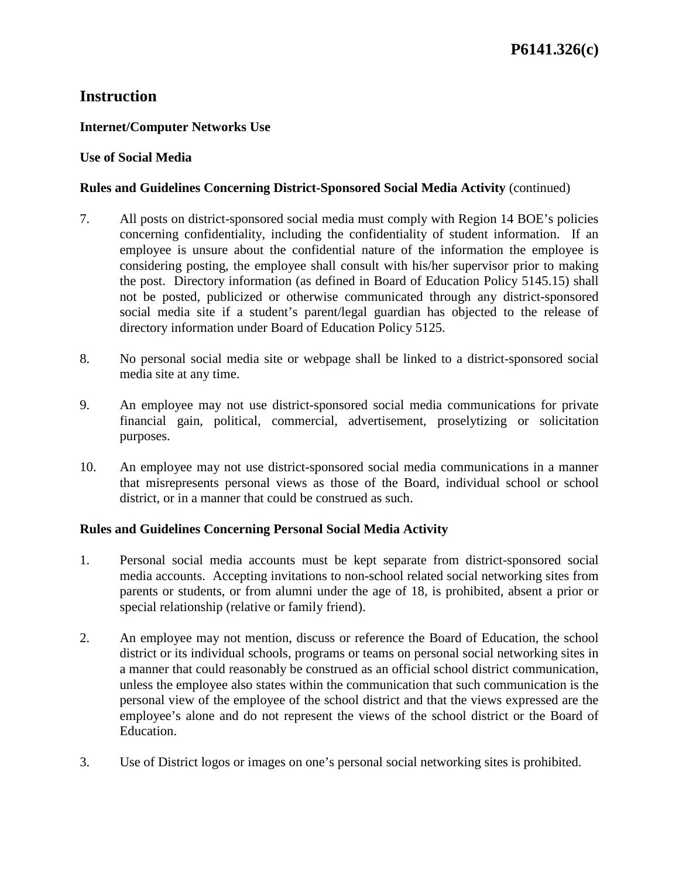# Instruction

## Internet/Computer Networks Use

### Use of Social Media

**Rules and Guidelines Concerning District-Sponsored Social Media Activity** (continued)

7. All posts on district-sponsored social media must comply with Region 14 BOE's policies concerning confidentiality, including the confidentiality of student information. If an employee is unsure about the confidential nature of the information the employee is considering posting, the employee shall consult with his/her supervisor prior to making the post. Directory information (as defined in Board of Education Policy 5145.15) shall not be posted, publicized or otherwise communicated through any district-sponsored social media site if a student's parent/legal guardian has objected to the release of directory information under Board of Education Policy 5125.

8. No personal social media site or webpage shall be linked to a district-sponsored social media site at any time.

9. An employee may not use district-sponsored social media communications for private financial gain, political, commercial, advertisement, proselytizing or solicitation purposes.

10. An employee may not use district-sponsored social media communications in a manner that misrepresents personal views as those of the Board, individual school or school district, or in a manner that could be construed as such.

**Rules and Guidelines Concerning Personal Social Media Activity**

1. Personal social media accounts must be kept separate from district-sponsored social media accounts. Accepting invitations to non-school related social networking sites from parents or students, or from alumni under the age of 18, is prohibited, absent a prior or special relationship (relative or family friend).

2. An employee may not mention, discuss or reference the Board of Education, the school district or its individual schools, programs or teams on personal social networking sites in a manner that could reasonably be construed as an official school district communication, unless the employee also states within the communication that such communication is the personal view of the employee of the school district and that the views expressed are the employee's alone and do not represent the views of the school district or the Board of Education.

3. Use of District logos or images on one's personal social networking sites is prohibited.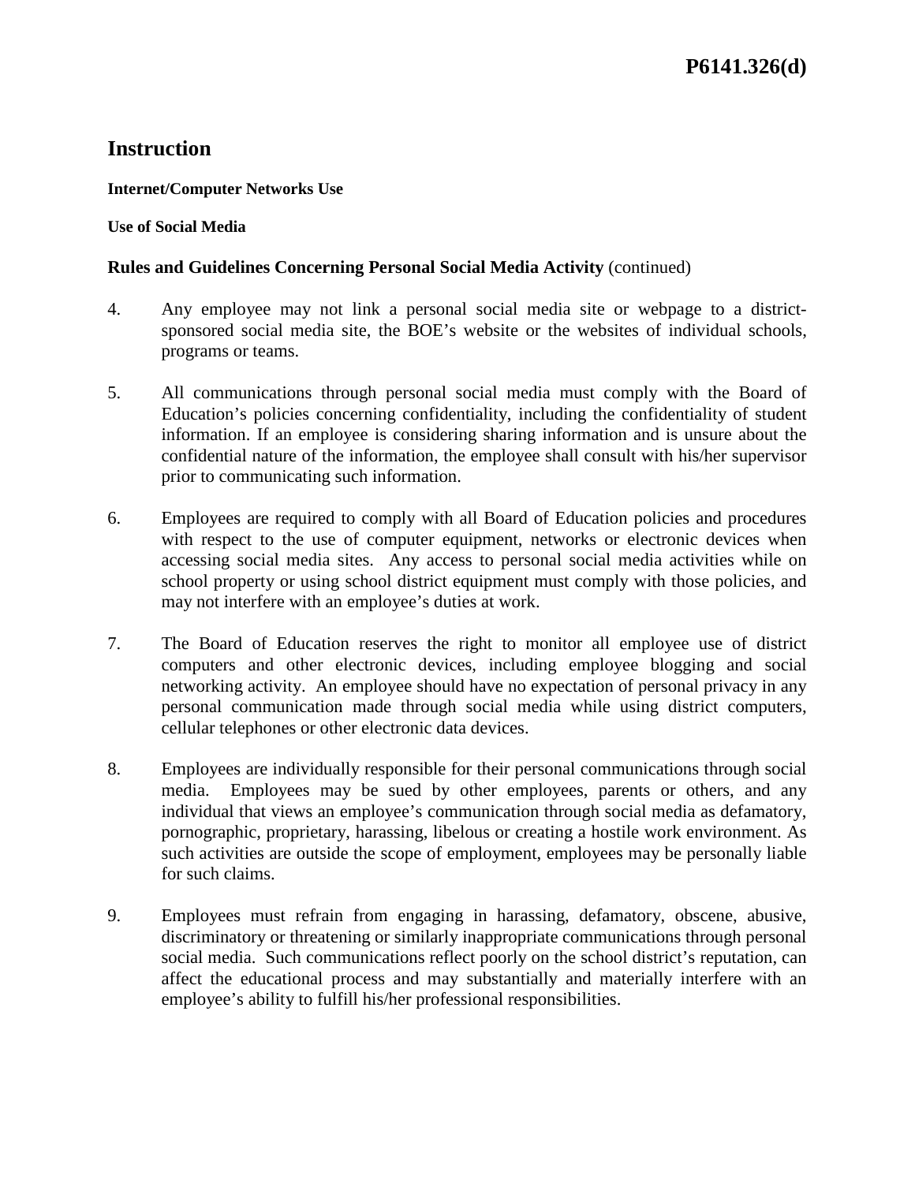## Instruction

**Internet/Computer Networks Use**

**Use of Social Media**

**Rules and Guidelines Concerning Personal Social Media Activity** (continued)

4. Any employee may not link a personal social media site or webpage to a district-sponsored social media site, the BOE's website or the websites of individual schools, programs or teams.

5. All communications through personal social media must comply with the Board of Education's policies concerning confidentiality, including the confidentiality of student information. If an employee is considering sharing information and is unsure about the confidential nature of the information, the employee shall consult with his/her supervisor prior to communicating such information.

6. Employees are required to comply with all Board of Education policies and procedures with respect to the use of computer equipment, networks or electronic devices when accessing social media sites. Any access to personal social media activities while on school property or using school district equipment must comply with those policies, and may not interfere with an employee's duties at work.

7. The Board of Education reserves the right to monitor all employee use of district computers and other electronic devices, including employee blogging and social networking activity. An employee should have no expectation of personal privacy in any personal communication made through social media while using district computers, cellular telephones or other electronic data devices.

8. Employees are individually responsible for their personal communications through social media. Employees may be sued by other employees, parents or others, and any individual that views an employee's communication through social media as defamatory, pornographic, proprietary, harassing, libelous or creating a hostile work environment. As such activities are outside the scope of employment, employees may be personally liable for such claims.

9. Employees must refrain from engaging in harassing, defamatory, obscene, abusive, discriminatory or threatening or similarly inappropriate communications through personal social media. Such communications reflect poorly on the school district's reputation, can affect the educational process and may substantially and materially interfere with an employee's ability to fulfill his/her professional responsibilities.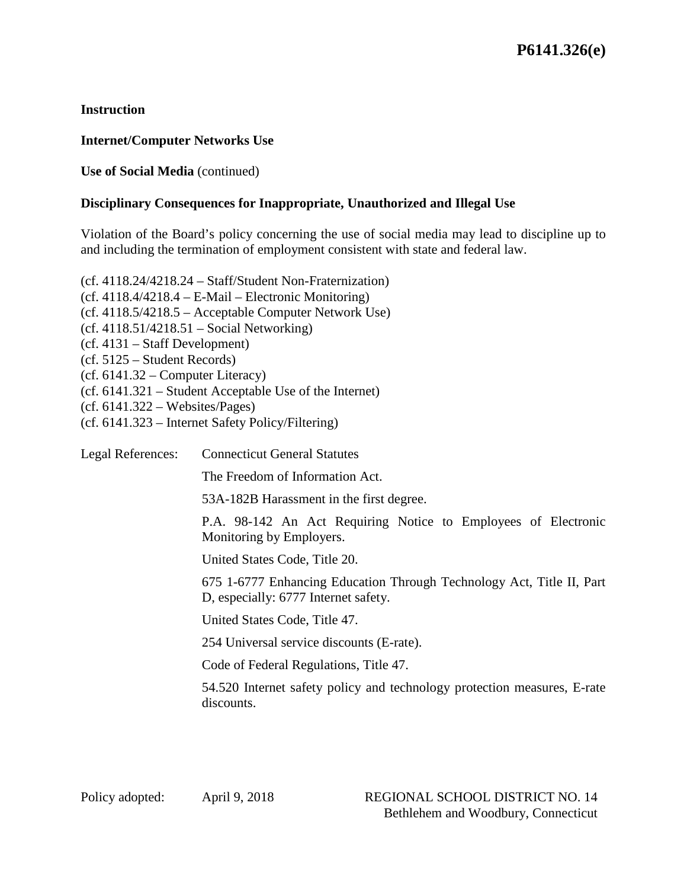**Instruction**

**Internet/Computer Networks Use**

**Use of Social Media** (continued)

**Disciplinary Consequences for Inappropriate, Unauthorized and Illegal Use**

Violation of the Board's policy concerning the use of social media may lead to discipline up to and including the termination of employment consistent with state and federal law.

(cf. 4118.24/4218.24 – Staff/Student Non-Fraternization)
(cf. 4118.4/4218.4 – E-Mail – Electronic Monitoring)
(cf. 4118.5/4218.5 – Acceptable Computer Network Use)
(cf. 4118.51/4218.51 – Social Networking)
(cf. 4131 – Staff Development)
(cf. 5125 – Student Records)
(cf. 6141.32 – Computer Literacy)
(cf. 6141.321 – Student Acceptable Use of the Internet)
(cf. 6141.322 – Websites/Pages)
(cf. 6141.323 – Internet Safety Policy/Filtering)

Legal References: Connecticut General Statutes

The Freedom of Information Act.

53A-182B Harassment in the first degree.

P.A. 98-142 An Act Requiring Notice to Employees of Electronic Monitoring by Employers.

United States Code, Title 20.

675 1-6777 Enhancing Education Through Technology Act, Title II, Part D, especially: 6777 Internet safety.

United States Code, Title 47.

254 Universal service discounts (E-rate).

Code of Federal Regulations, Title 47.

54.520 Internet safety policy and technology protection measures, E-rate discounts.

Policy adopted: April 9, 2018

REGIONAL SCHOOL DISTRICT NO. 14
Bethlehem and Woodbury, Connecticut